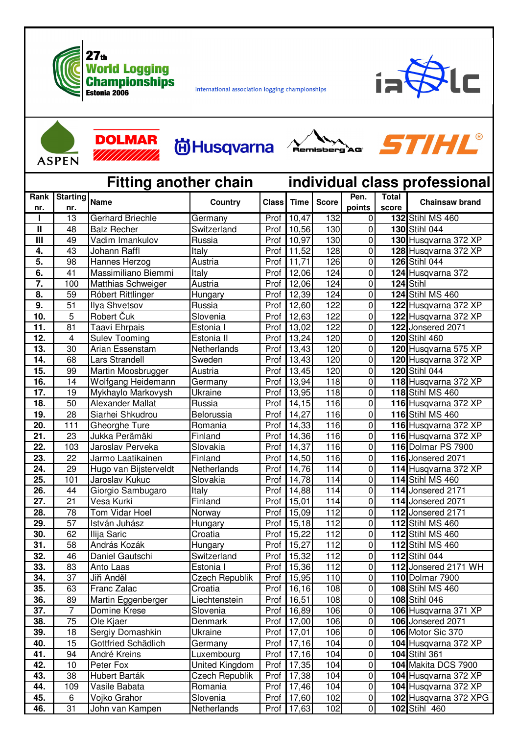27th World Logging Championships Estonia 2006

international association logging championships

ialc

ASPEN DOLMAR Husqvarna Remisberg AG STIHL

## Fitting another chain — individual class professional

| Rank nr. | Starting nr. | Name | Country | Class | Time | Score | Pen. points | Total score | Chainsaw brand |
|---|---|---|---|---|---|---|---|---|---|
| I | 13 | Gerhard Briechle | Germany | Prof | 10,47 | 132 | 0 | **132** | Stihl MS 460 |
| II | 48 | Balz Recher | Switzerland | Prof | 10,56 | 130 | 0 | **130** | Stihl 044 |
| III | 49 | Vadim Imankulov | Russia | Prof | 10,97 | 130 | 0 | **130** | Husqvarna 372 XP |
| 4. | 43 | Johann Raffl | Italy | Prof | 11,52 | 128 | 0 | **128** | Husqvarna 372 XP |
| 5. | 98 | Hannes Herzog | Austria | Prof | 11,71 | 126 | 0 | **126** | Stihl 044 |
| 6. | 41 | Massimiliano Biemmi | Italy | Prof | 12,06 | 124 | 0 | **124** | Husqvarna 372 |
| 7. | 100 | Matthias Schweiger | Austria | Prof | 12,06 | 124 | 0 | **124** | Stihl |
| 8. | 59 | Róbert Rittlinger | Hungary | Prof | 12,39 | 124 | 0 | **124** | Stihl MS 460 |
| 9. | 51 | Ilya Shvetsov | Russia | Prof | 12,60 | 122 | 0 | **122** | Husqvarna 372 XP |
| 10. | 5 | Robert Čuk | Slovenia | Prof | 12,63 | 122 | 0 | **122** | Husqvarna 372 XP |
| 11. | 81 | Taavi Ehrpais | Estonia I | Prof | 13,02 | 122 | 0 | **122** | Jonsered 2071 |
| 12. | 4 | Sulev Tooming | Estonia II | Prof | 13,24 | 120 | 0 | **120** | Stihl 460 |
| 13. | 30 | Arian Essenstam | Netherlands | Prof | 13,43 | 120 | 0 | **120** | Husqvarna 575 XP |
| 14. | 68 | Lars Strandell | Sweden | Prof | 13,43 | 120 | 0 | **120** | Husqvarna 372 XP |
| 15. | 99 | Martin Moosbrugger | Austria | Prof | 13,45 | 120 | 0 | **120** | Stihl 044 |
| 16. | 14 | Wolfgang Heidemann | Germany | Prof | 13,94 | 118 | 0 | **118** | Husqvarna 372 XP |
| 17. | 19 | Mykhaylo Markovysh | Ukraine | Prof | 13,95 | 118 | 0 | **118** | Stihl MS 460 |
| 18. | 50 | Alexander Mallat | Russia | Prof | 14,15 | 116 | 0 | **116** | Husqvarna 372 XP |
| 19. | 28 | Siarhei Shkudrou | Belorussia | Prof | 14,27 | 116 | 0 | **116** | Stihl MS 460 |
| 20. | 111 | Gheorghe Ture | Romania | Prof | 14,33 | 116 | 0 | **116** | Husqvarna 372 XP |
| 21. | 23 | Jukka Perämäki | Finland | Prof | 14,36 | 116 | 0 | **116** | Husqvarna 372 XP |
| 22. | 103 | Jaroslav Perveka | Slovakia | Prof | 14,37 | 116 | 0 | **116** | Dolmar PS 7900 |
| 23. | 22 | Jarmo Laatikainen | Finland | Prof | 14,50 | 116 | 0 | **116** | Jonsered 2071 |
| 24. | 29 | Hugo van Bijsterveldt | Netherlands | Prof | 14,76 | 114 | 0 | **114** | Husqvarna 372 XP |
| 25. | 101 | Jaroslav Kukuc | Slovakia | Prof | 14,78 | 114 | 0 | **114** | Stihl MS 460 |
| 26. | 44 | Giorgio Sambugaro | Italy | Prof | 14,88 | 114 | 0 | **114** | Jonsered 2171 |
| 27. | 21 | Vesa Kurki | Finland | Prof | 15,01 | 114 | 0 | **114** | Jonsered 2071 |
| 28. | 78 | Tom Vidar Hoel | Norway | Prof | 15,09 | 112 | 0 | **112** | Jonsered 2171 |
| 29. | 57 | István Juhász | Hungary | Prof | 15,18 | 112 | 0 | **112** | Stihl MS 460 |
| 30. | 62 | Ilija Saric | Croatia | Prof | 15,22 | 112 | 0 | **112** | Stihl MS 460 |
| 31. | 58 | András Kozák | Hungary | Prof | 15,27 | 112 | 0 | **112** | Stihl MS 460 |
| 32. | 46 | Daniel Gautschi | Switzerland | Prof | 15,32 | 112 | 0 | **112** | Stihl 044 |
| 33. | 83 | Anto Laas | Estonia I | Prof | 15,36 | 112 | 0 | **112** | Jonsered 2171 WH |
| 34. | 37 | Jiři Anděl | Czech Republik | Prof | 15,95 | 110 | 0 | **110** | Dolmar 7900 |
| 35. | 63 | Franc Zalac | Croatia | Prof | 16,16 | 108 | 0 | **108** | Stihl MS 460 |
| 36. | 89 | Martin Eggenberger | Liechtenstein | Prof | 16,51 | 108 | 0 | **108** | Stihl 046 |
| 37. | 7 | Domine Krese | Slovenia | Prof | 16,89 | 106 | 0 | **106** | Husqvarna 371 XP |
| 38. | 75 | Ole Kjaer | Denmark | Prof | 17,00 | 106 | 0 | **106** | Jonsered 2071 |
| 39. | 18 | Sergiy Domashkin | Ukraine | Prof | 17,01 | 106 | 0 | **106** | Motor Sic 370 |
| 40. | 15 | Gottfried Schädlich | Germany | Prof | 17,16 | 104 | 0 | **104** | Husqvarna 372 XP |
| 41. | 94 | André Kreins | Luxembourg | Prof | 17,16 | 104 | 0 | **104** | Stihl 361 |
| 42. | 10 | Peter Fox | United Kingdom | Prof | 17,35 | 104 | 0 | **104** | Makita DCS 7900 |
| 43. | 38 | Hubert Barták | Czech Republik | Prof | 17,38 | 104 | 0 | **104** | Husqvarna 372 XP |
| 44. | 109 | Vasile Babata | Romania | Prof | 17,46 | 104 | 0 | **104** | Husqvarna 372 XP |
| 45. | 6 | Vojko Grahor | Slovenia | Prof | 17,60 | 102 | 0 | **102** | Husqvarna 372 XPG |
| 46. | 31 | John van Kampen | Netherlands | Prof | 17,63 | 102 | 0 | **102** | Stihl 460 |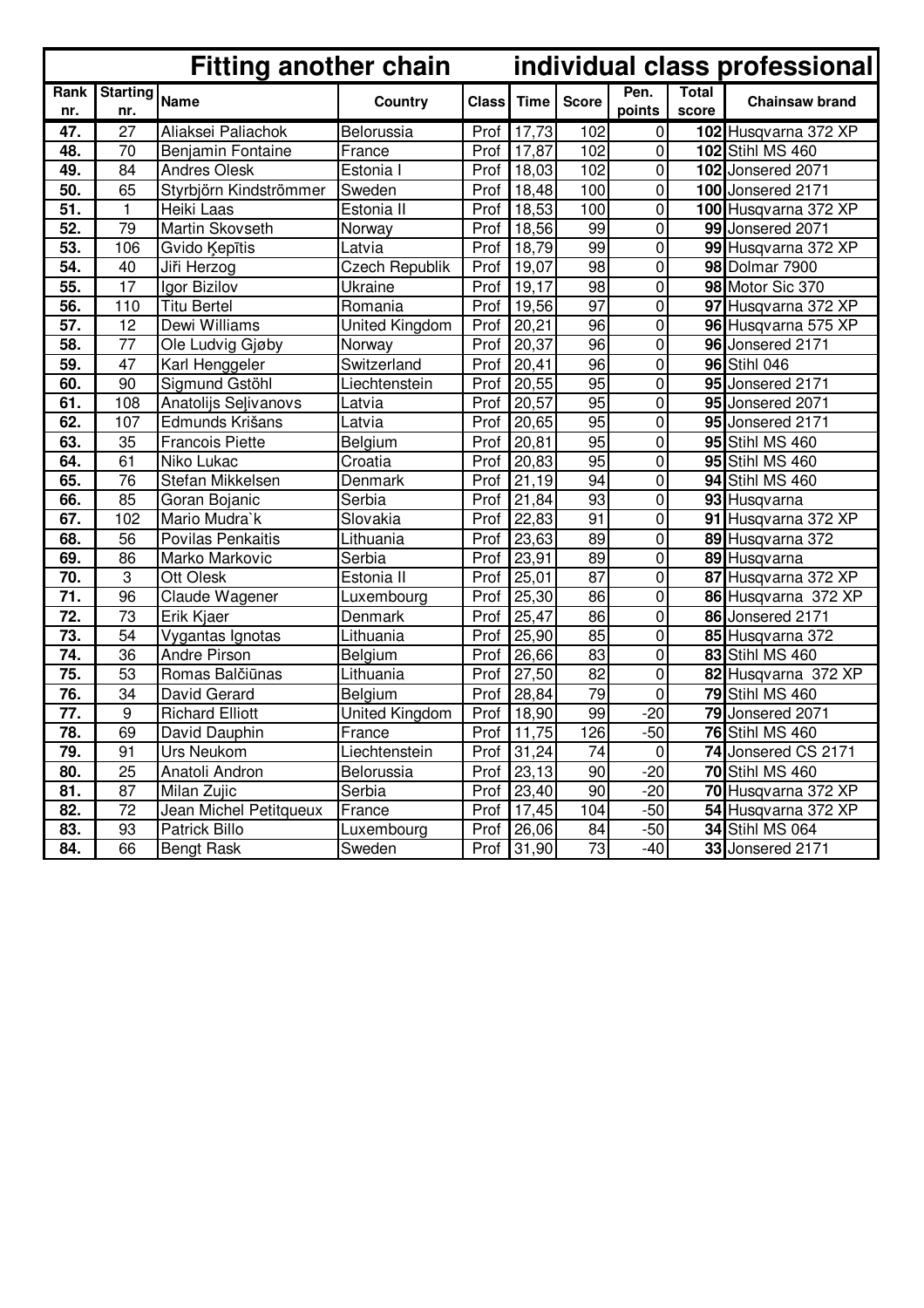| Fitting another chain | | | | individual class professional | | | | | |
|---|---|---|---|---|---|---|---|---|---|
| **Rank nr.** | **Starting nr.** | **Name** | **Country** | **Class** | **Time** | **Score** | **Pen. points** | **Total score** | **Chainsaw brand** |
| **47.** | 27 | Aliaksei Paliachok | Belorussia | Prof | 17,73 | 102 | 0 | **102** | Husqvarna 372 XP |
| **48.** | 70 | Benjamin Fontaine | France | Prof | 17,87 | 102 | 0 | **102** | Stihl MS 460 |
| **49.** | 84 | Andres Olesk | Estonia I | Prof | 18,03 | 102 | 0 | **102** | Jonsered 2071 |
| **50.** | 65 | Styrbjörn Kindströmmer | Sweden | Prof | 18,48 | 100 | 0 | **100** | Jonsered 2171 |
| **51.** | 1 | Heiki Laas | Estonia II | Prof | 18,53 | 100 | 0 | **100** | Husqvarna 372 XP |
| **52.** | 79 | Martin Skovseth | Norway | Prof | 18,56 | 99 | 0 | **99** | Jonsered 2071 |
| **53.** | 106 | Gvido Ķepītis | Latvia | Prof | 18,79 | 99 | 0 | **99** | Husqvarna 372 XP |
| **54.** | 40 | Jiři Herzog | Czech Republik | Prof | 19,07 | 98 | 0 | **98** | Dolmar 7900 |
| **55.** | 17 | Igor Bizilov | Ukraine | Prof | 19,17 | 98 | 0 | **98** | Motor Sic 370 |
| **56.** | 110 | Titu Bertel | Romania | Prof | 19,56 | 97 | 0 | **97** | Husqvarna 372 XP |
| **57.** | 12 | Dewi Williams | United Kingdom | Prof | 20,21 | 96 | 0 | **96** | Husqvarna 575 XP |
| **58.** | 77 | Ole Ludvig Gjøby | Norway | Prof | 20,37 | 96 | 0 | **96** | Jonsered 2171 |
| **59.** | 47 | Karl Henggeler | Switzerland | Prof | 20,41 | 96 | 0 | **96** | Stihl 046 |
| **60.** | 90 | Sigmund Gstöhl | Liechtenstein | Prof | 20,55 | 95 | 0 | **95** | Jonsered 2171 |
| **61.** | 108 | Anatolijs Seļivanovs | Latvia | Prof | 20,57 | 95 | 0 | **95** | Jonsered 2071 |
| **62.** | 107 | Edmunds Krišans | Latvia | Prof | 20,65 | 95 | 0 | **95** | Jonsered 2171 |
| **63.** | 35 | Francois Piette | Belgium | Prof | 20,81 | 95 | 0 | **95** | Stihl MS 460 |
| **64.** | 61 | Niko Lukac | Croatia | Prof | 20,83 | 95 | 0 | **95** | Stihl MS 460 |
| **65.** | 76 | Stefan Mikkelsen | Denmark | Prof | 21,19 | 94 | 0 | **94** | Stihl MS 460 |
| **66.** | 85 | Goran Bojanic | Serbia | Prof | 21,84 | 93 | 0 | **93** | Husqvarna |
| **67.** | 102 | Mario Mudra`k | Slovakia | Prof | 22,83 | 91 | 0 | **91** | Husqvarna 372 XP |
| **68.** | 56 | Povilas Penkaitis | Lithuania | Prof | 23,63 | 89 | 0 | **89** | Husqvarna 372 |
| **69.** | 86 | Marko Markovic | Serbia | Prof | 23,91 | 89 | 0 | **89** | Husqvarna |
| **70.** | 3 | Ott Olesk | Estonia II | Prof | 25,01 | 87 | 0 | **87** | Husqvarna 372 XP |
| **71.** | 96 | Claude Wagener | Luxembourg | Prof | 25,30 | 86 | 0 | **86** | Husqvarna 372 XP |
| **72.** | 73 | Erik Kjaer | Denmark | Prof | 25,47 | 86 | 0 | **86** | Jonsered 2171 |
| **73.** | 54 | Vygantas Ignotas | Lithuania | Prof | 25,90 | 85 | 0 | **85** | Husqvarna 372 |
| **74.** | 36 | Andre Pirson | Belgium | Prof | 26,66 | 83 | 0 | **83** | Stihl MS 460 |
| **75.** | 53 | Romas Balčiūnas | Lithuania | Prof | 27,50 | 82 | 0 | **82** | Husqvarna 372 XP |
| **76.** | 34 | David Gerard | Belgium | Prof | 28,84 | 79 | 0 | **79** | Stihl MS 460 |
| **77.** | 9 | Richard Elliott | United Kingdom | Prof | 18,90 | 99 | -20 | **79** | Jonsered 2071 |
| **78.** | 69 | David Dauphin | France | Prof | 11,75 | 126 | -50 | **76** | Stihl MS 460 |
| **79.** | 91 | Urs Neukom | Liechtenstein | Prof | 31,24 | 74 | 0 | **74** | Jonsered CS 2171 |
| **80.** | 25 | Anatoli Andron | Belorussia | Prof | 23,13 | 90 | -20 | **70** | Stihl MS 460 |
| **81.** | 87 | Milan Zujic | Serbia | Prof | 23,40 | 90 | -20 | **70** | Husqvarna 372 XP |
| **82.** | 72 | Jean Michel Petitqueux | France | Prof | 17,45 | 104 | -50 | **54** | Husqvarna 372 XP |
| **83.** | 93 | Patrick Billo | Luxembourg | Prof | 26,06 | 84 | -50 | **34** | Stihl MS 064 |
| **84.** | 66 | Bengt Rask | Sweden | Prof | 31,90 | 73 | -40 | **33** | Jonsered 2171 |